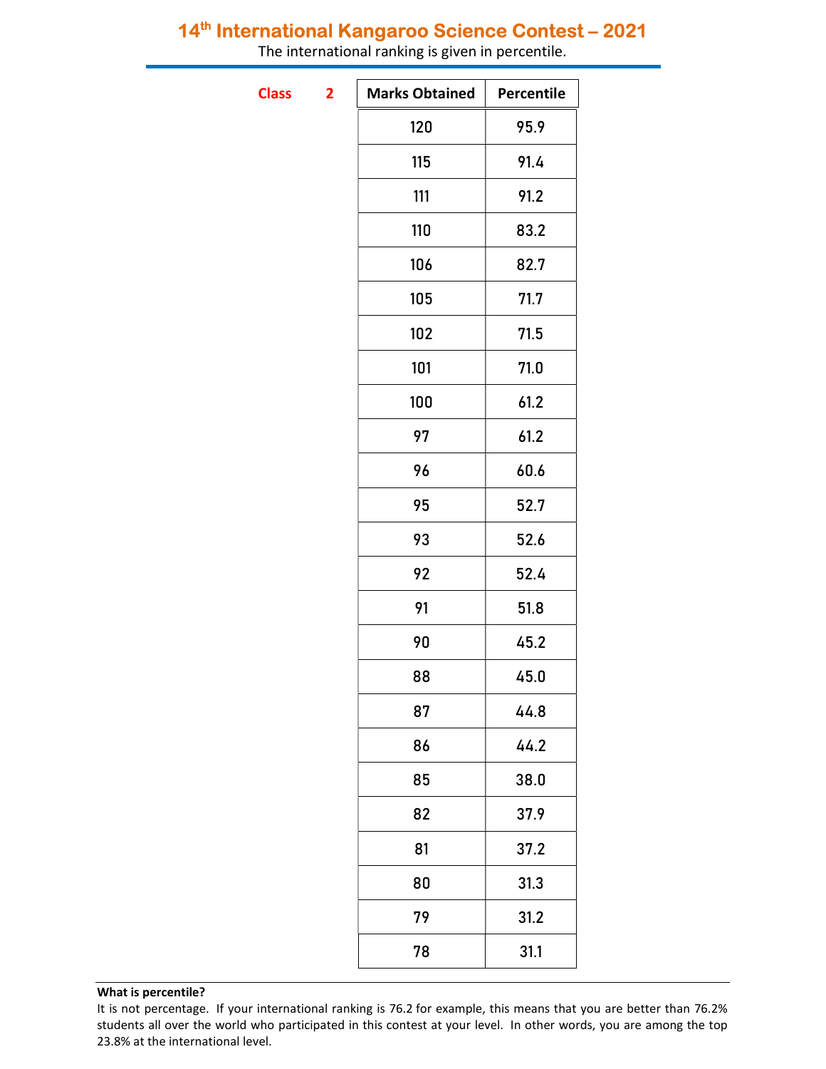# 14th International Kangaroo Science Contest – 2021

The international ranking is given in percentile.

**Class 2**

| Marks Obtained | Percentile |
|---|---|
| 120 | 95.9 |
| 115 | 91.4 |
| 111 | 91.2 |
| 110 | 83.2 |
| 106 | 82.7 |
| 105 | 71.7 |
| 102 | 71.5 |
| 101 | 71.0 |
| 100 | 61.2 |
| 97 | 61.2 |
| 96 | 60.6 |
| 95 | 52.7 |
| 93 | 52.6 |
| 92 | 52.4 |
| 91 | 51.8 |
| 90 | 45.2 |
| 88 | 45.0 |
| 87 | 44.8 |
| 86 | 44.2 |
| 85 | 38.0 |
| 82 | 37.9 |
| 81 | 37.2 |
| 80 | 31.3 |
| 79 | 31.2 |
| 78 | 31.1 |

**What is percentile?**

It is not percentage. If your international ranking is 76.2 for example, this means that you are better than 76.2% students all over the world who participated in this contest at your level. In other words, you are among the top 23.8% at the international level.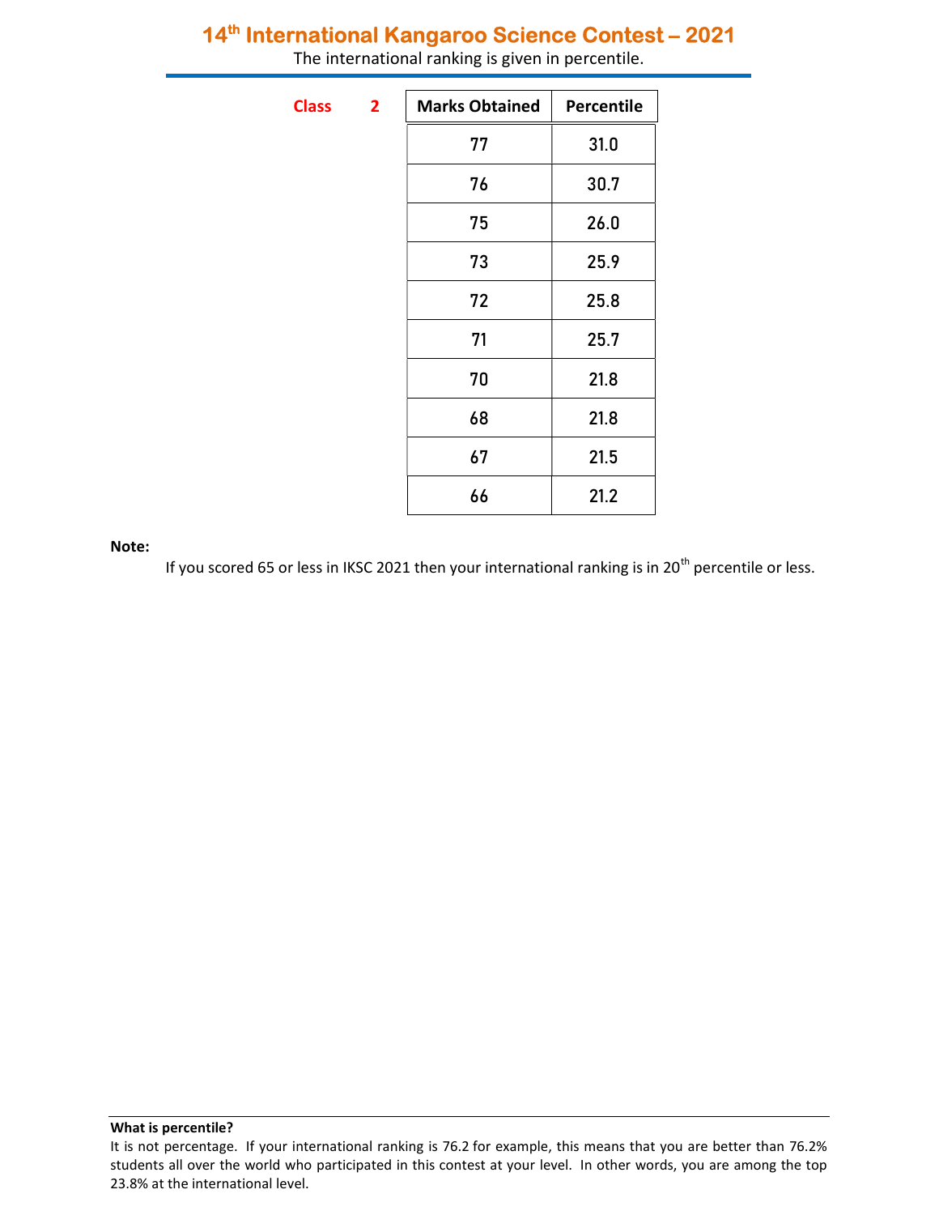# 14th International Kangaroo Science Contest – 2021

The international ranking is given in percentile.

**Class 2**

| Marks Obtained | Percentile |
|---|---|
| 77 | 31.0 |
| 76 | 30.7 |
| 75 | 26.0 |
| 73 | 25.9 |
| 72 | 25.8 |
| 71 | 25.7 |
| 70 | 21.8 |
| 68 | 21.8 |
| 67 | 21.5 |
| 66 | 21.2 |

**Note:**

If you scored 65 or less in IKSC 2021 then your international ranking is in 20th percentile or less.

**What is percentile?**

It is not percentage. If your international ranking is 76.2 for example, this means that you are better than 76.2% students all over the world who participated in this contest at your level. In other words, you are among the top 23.8% at the international level.